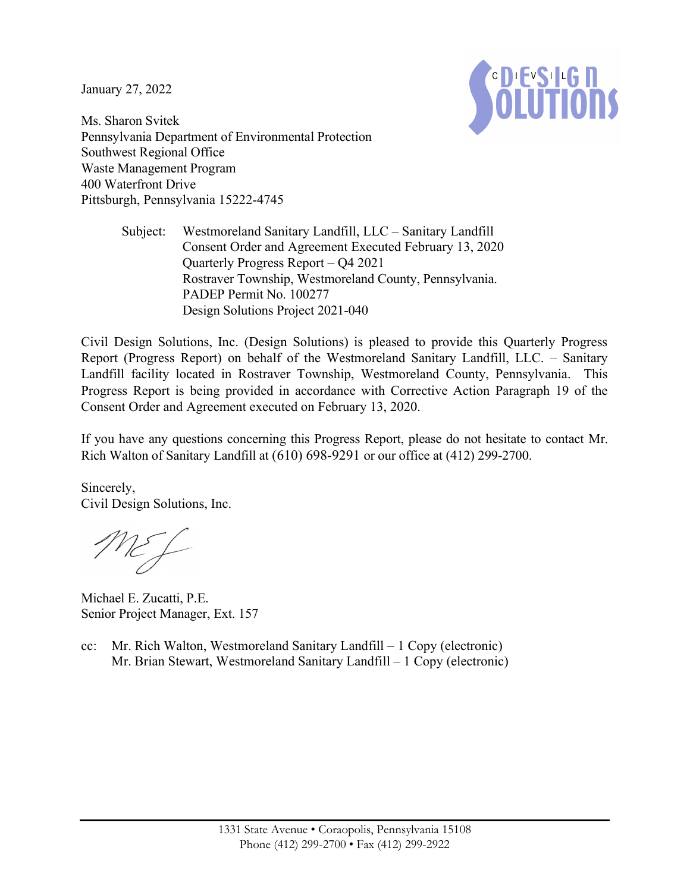January 27, 2022

Ms. Sharon Svitek
Pennsylvania Department of Environmental Protection
Southwest Regional Office
Waste Management Program
400 Waterfront Drive
Pittsburgh, Pennsylvania 15222-4745

Subject: Westmoreland Sanitary Landfill, LLC – Sanitary Landfill
Consent Order and Agreement Executed February 13, 2020
Quarterly Progress Report – Q4 2021
Rostraver Township, Westmoreland County, Pennsylvania.
PADEP Permit No. 100277
Design Solutions Project 2021-040

Civil Design Solutions, Inc. (Design Solutions) is pleased to provide this Quarterly Progress Report (Progress Report) on behalf of the Westmoreland Sanitary Landfill, LLC. – Sanitary Landfill facility located in Rostraver Township, Westmoreland County, Pennsylvania. This Progress Report is being provided in accordance with Corrective Action Paragraph 19 of the Consent Order and Agreement executed on February 13, 2020.

If you have any questions concerning this Progress Report, please do not hesitate to contact Mr. Rich Walton of Sanitary Landfill at (610) 698-9291 or our office at (412) 299-2700.

Sincerely,
Civil Design Solutions, Inc.

Michael E. Zucatti, P.E.
Senior Project Manager, Ext. 157

cc: Mr. Rich Walton, Westmoreland Sanitary Landfill – 1 Copy (electronic)
Mr. Brian Stewart, Westmoreland Sanitary Landfill – 1 Copy (electronic)

1331 State Avenue • Coraopolis, Pennsylvania 15108
Phone (412) 299-2700 • Fax (412) 299-2922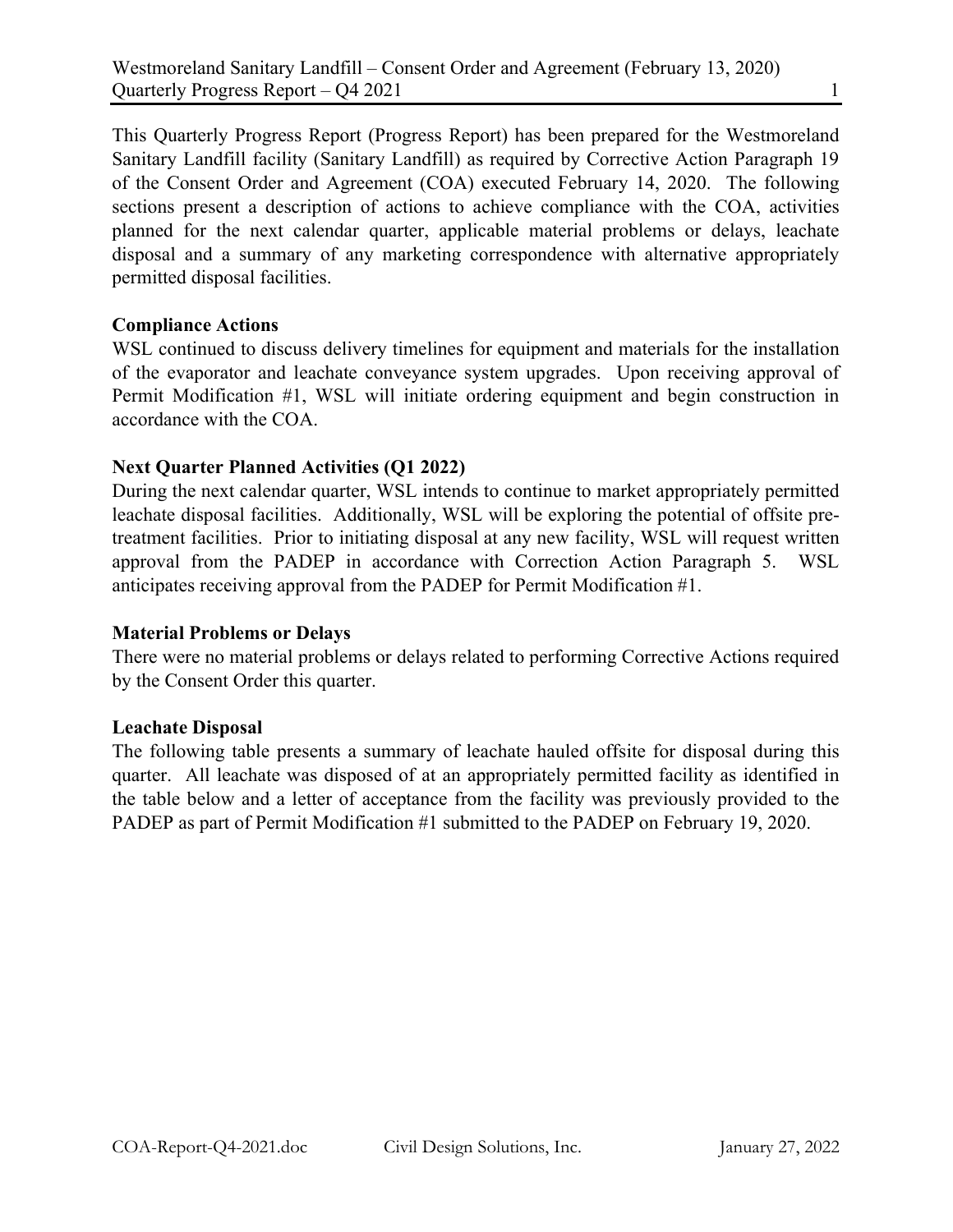This Quarterly Progress Report (Progress Report) has been prepared for the Westmoreland Sanitary Landfill facility (Sanitary Landfill) as required by Corrective Action Paragraph 19 of the Consent Order and Agreement (COA) executed February 14, 2020. The following sections present a description of actions to achieve compliance with the COA, activities planned for the next calendar quarter, applicable material problems or delays, leachate disposal and a summary of any marketing correspondence with alternative appropriately permitted disposal facilities.

**Compliance Actions**

WSL continued to discuss delivery timelines for equipment and materials for the installation of the evaporator and leachate conveyance system upgrades. Upon receiving approval of Permit Modification #1, WSL will initiate ordering equipment and begin construction in accordance with the COA.

**Next Quarter Planned Activities (Q1 2022)**

During the next calendar quarter, WSL intends to continue to market appropriately permitted leachate disposal facilities. Additionally, WSL will be exploring the potential of offsite pre-treatment facilities. Prior to initiating disposal at any new facility, WSL will request written approval from the PADEP in accordance with Correction Action Paragraph 5. WSL anticipates receiving approval from the PADEP for Permit Modification #1.

**Material Problems or Delays**

There were no material problems or delays related to performing Corrective Actions required by the Consent Order this quarter.

**Leachate Disposal**

The following table presents a summary of leachate hauled offsite for disposal during this quarter. All leachate was disposed of at an appropriately permitted facility as identified in the table below and a letter of acceptance from the facility was previously provided to the PADEP as part of Permit Modification #1 submitted to the PADEP on February 19, 2020.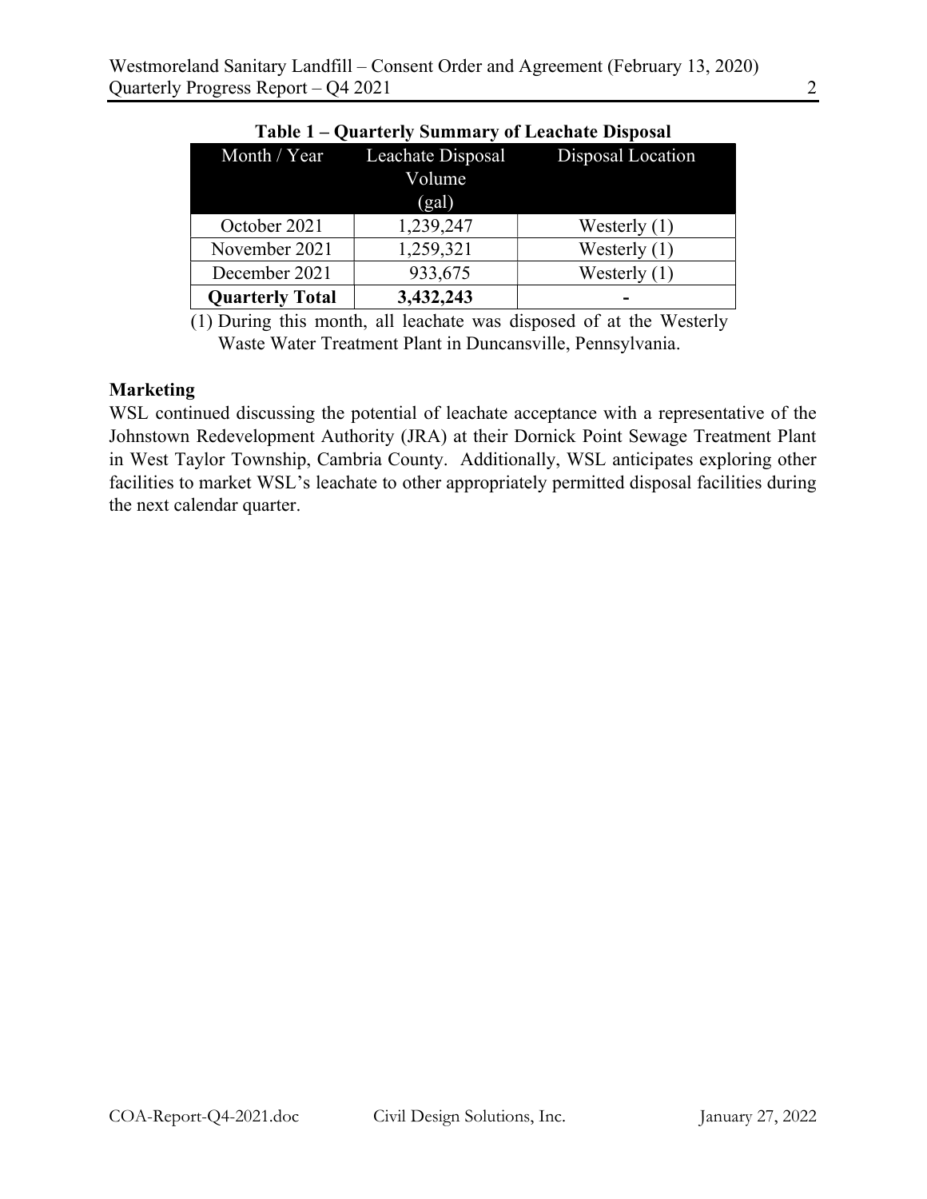**Table 1 – Quarterly Summary of Leachate Disposal**

| Month / Year | Leachate Disposal Volume (gal) | Disposal Location |
|---|---|---|
| October 2021 | 1,239,247 | Westerly (1) |
| November 2021 | 1,259,321 | Westerly (1) |
| December 2021 | 933,675 | Westerly (1) |
| **Quarterly Total** | **3,432,243** | - |

(1) During this month, all leachate was disposed of at the Westerly Waste Water Treatment Plant in Duncansville, Pennsylvania.

**Marketing**

WSL continued discussing the potential of leachate acceptance with a representative of the Johnstown Redevelopment Authority (JRA) at their Dornick Point Sewage Treatment Plant in West Taylor Township, Cambria County. Additionally, WSL anticipates exploring other facilities to market WSL's leachate to other appropriately permitted disposal facilities during the next calendar quarter.